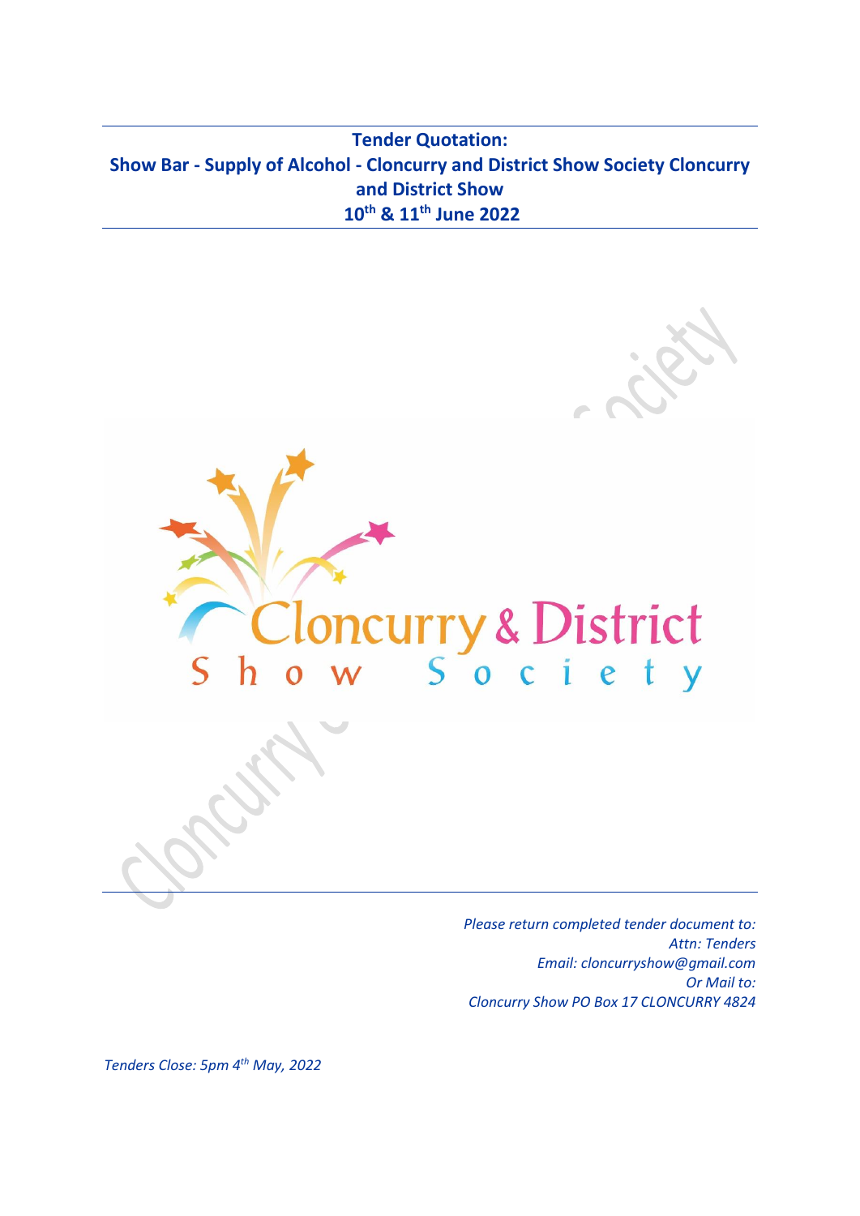# Tender Quotation:
# Show Bar - Supply of Alcohol - Cloncurry and District Show Society Cloncurry and District Show
# 10th & 11th June 2022

*Please return completed tender document to:*
*Attn: Tenders*
*Email: cloncurryshow@gmail.com*
*Or Mail to:*
*Cloncurry Show PO Box 17 CLONCURRY 4824*

*Tenders Close: 5pm 4th May, 2022*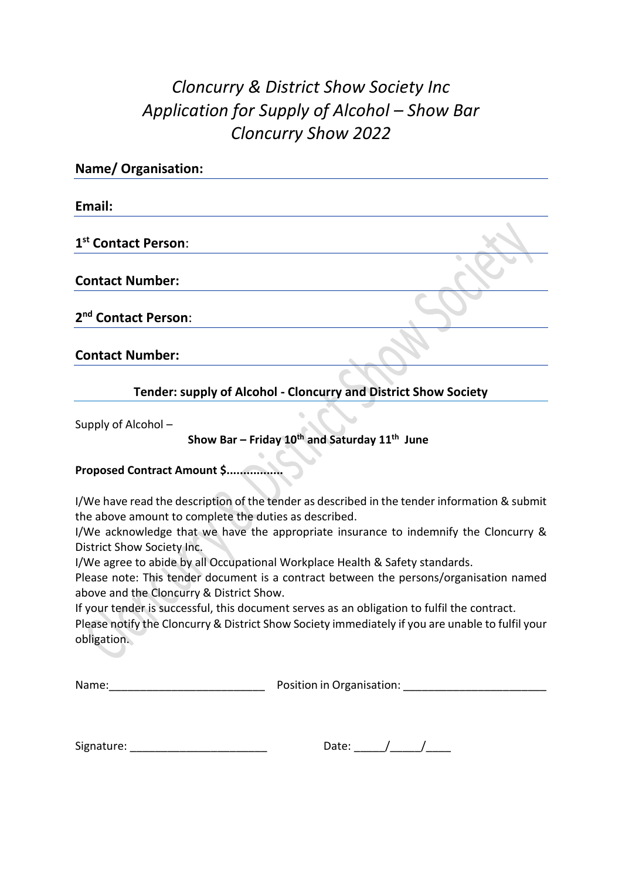# *Cloncurry & District Show Society Inc*
# *Application for Supply of Alcohol – Show Bar*
# *Cloncurry Show 2022*

**Name/ Organisation:**

**Email:**

**1st Contact Person**:

**Contact Number:**

**2nd Contact Person**:

**Contact Number:**

**Tender: supply of Alcohol - Cloncurry and District Show Society**

Supply of Alcohol –

**Show Bar – Friday 10th and Saturday 11th June**

**Proposed Contract Amount $................**

I/We have read the description of the tender as described in the tender information & submit the above amount to complete the duties as described.

I/We acknowledge that we have the appropriate insurance to indemnify the Cloncurry & District Show Society Inc.

I/We agree to abide by all Occupational Workplace Health & Safety standards.

Please note: This tender document is a contract between the persons/organisation named above and the Cloncurry & District Show.

If your tender is successful, this document serves as an obligation to fulfil the contract.

Please notify the Cloncurry & District Show Society immediately if you are unable to fulfil your obligation.

Name:_________________________ Position in Organisation: _______________________

Signature: ______________________ Date: _____/_____/____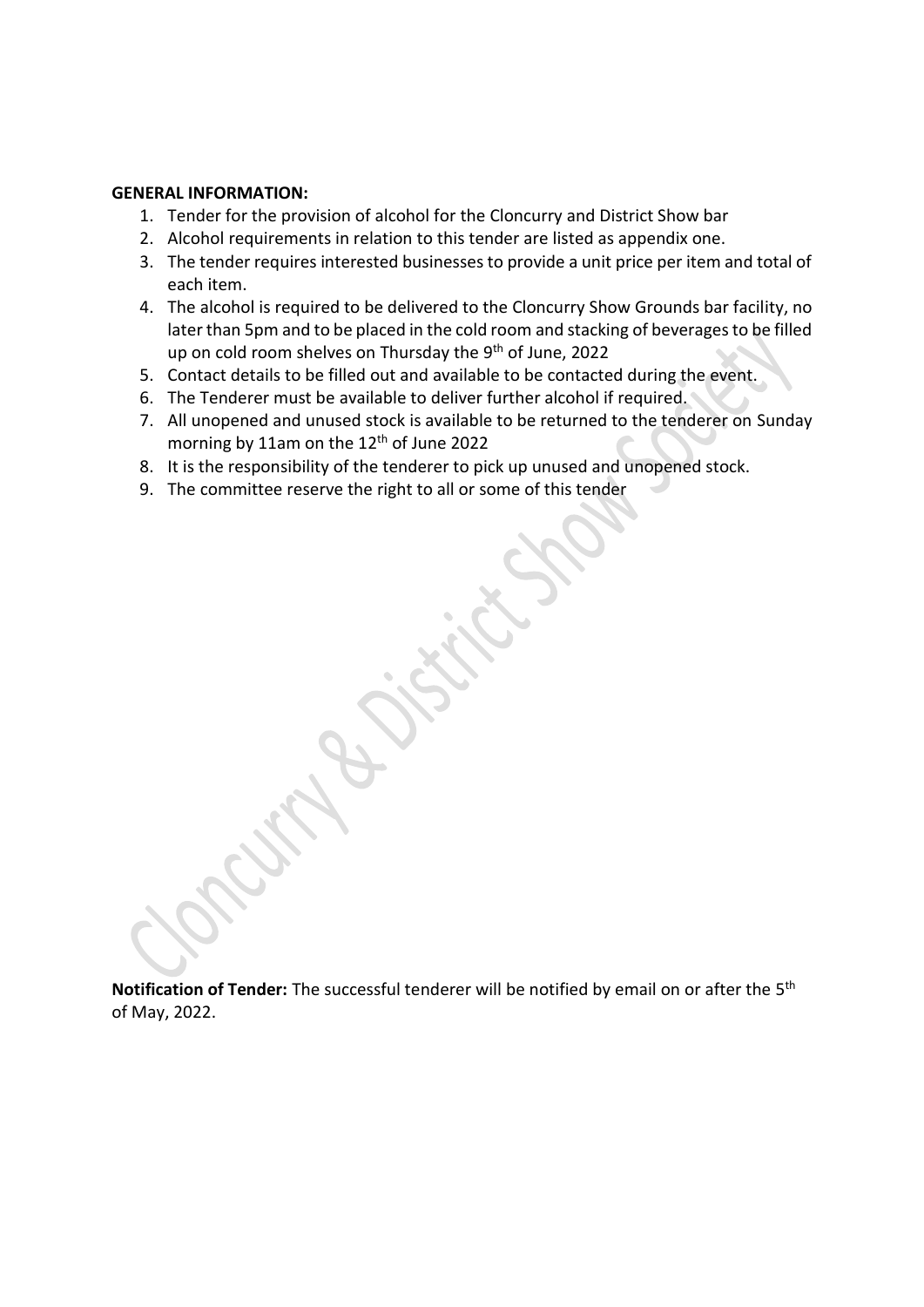**GENERAL INFORMATION:**

1. Tender for the provision of alcohol for the Cloncurry and District Show bar
2. Alcohol requirements in relation to this tender are listed as appendix one.
3. The tender requires interested businesses to provide a unit price per item and total of each item.
4. The alcohol is required to be delivered to the Cloncurry Show Grounds bar facility, no later than 5pm and to be placed in the cold room and stacking of beverages to be filled up on cold room shelves on Thursday the 9th of June, 2022
5. Contact details to be filled out and available to be contacted during the event.
6. The Tenderer must be available to deliver further alcohol if required.
7. All unopened and unused stock is available to be returned to the tenderer on Sunday morning by 11am on the 12th of June 2022
8. It is the responsibility of the tenderer to pick up unused and unopened stock.
9. The committee reserve the right to all or some of this tender

**Notification of Tender:** The successful tenderer will be notified by email on or after the 5th of May, 2022.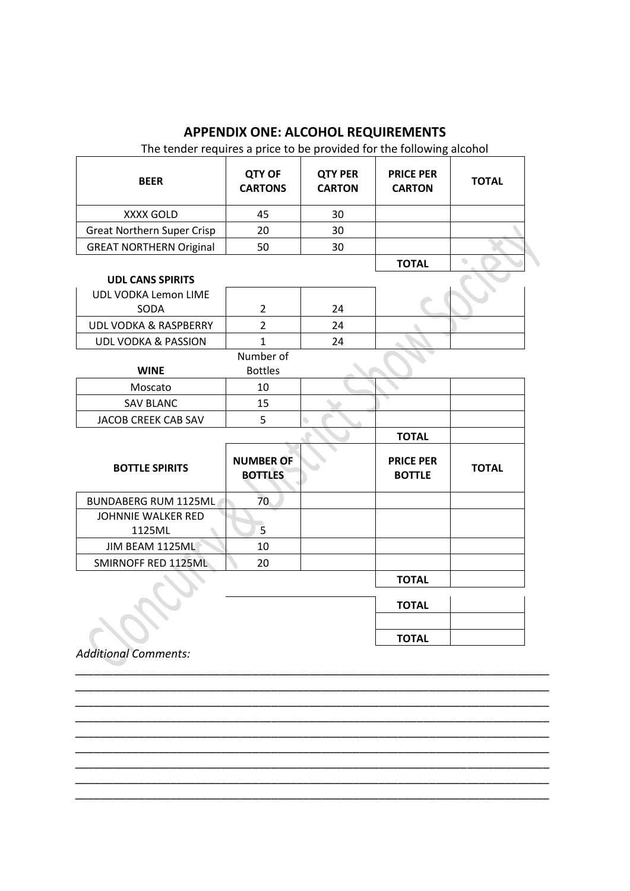## APPENDIX ONE: ALCOHOL REQUIREMENTS

The tender requires a price to be provided for the following alcohol

| BEER | QTY OF CARTONS | QTY PER CARTON | PRICE PER CARTON | TOTAL |
|---|---|---|---|---|
| XXXX GOLD | 45 | 30 | | |
| Great Northern Super Crisp | 20 | 30 | | |
| GREAT NORTHERN Original | 50 | 30 | | |
| | | | TOTAL | |
| **UDL CANS SPIRITS** | | | | |
| UDL VODKA Lemon LIME SODA | 2 | 24 | | |
| UDL VODKA & RASPBERRY | 2 | 24 | | |
| UDL VODKA & PASSION | 1 | 24 | | |
| **WINE** | Number of Bottles | | | |
| Moscato | 10 | | | |
| SAV BLANC | 15 | | | |
| JACOB CREEK CAB SAV | 5 | | | |
| | | | TOTAL | |
| **BOTTLE SPIRITS** | **NUMBER OF BOTTLES** | | **PRICE PER BOTTLE** | **TOTAL** |
| BUNDABERG RUM 1125ML | 70 | | | |
| JOHNNIE WALKER RED 1125ML | 5 | | | |
| JIM BEAM 1125ML | 10 | | | |
| SMIRNOFF RED 1125ML | 20 | | | |
| | | | TOTAL | |

| | |
|---|---|
| TOTAL | |
| | |
| TOTAL | |

*Additional Comments:*

_______________________________________________________________________________

_______________________________________________________________________________

_______________________________________________________________________________

_______________________________________________________________________________

_______________________________________________________________________________

_______________________________________________________________________________

_______________________________________________________________________________

_______________________________________________________________________________

_______________________________________________________________________________